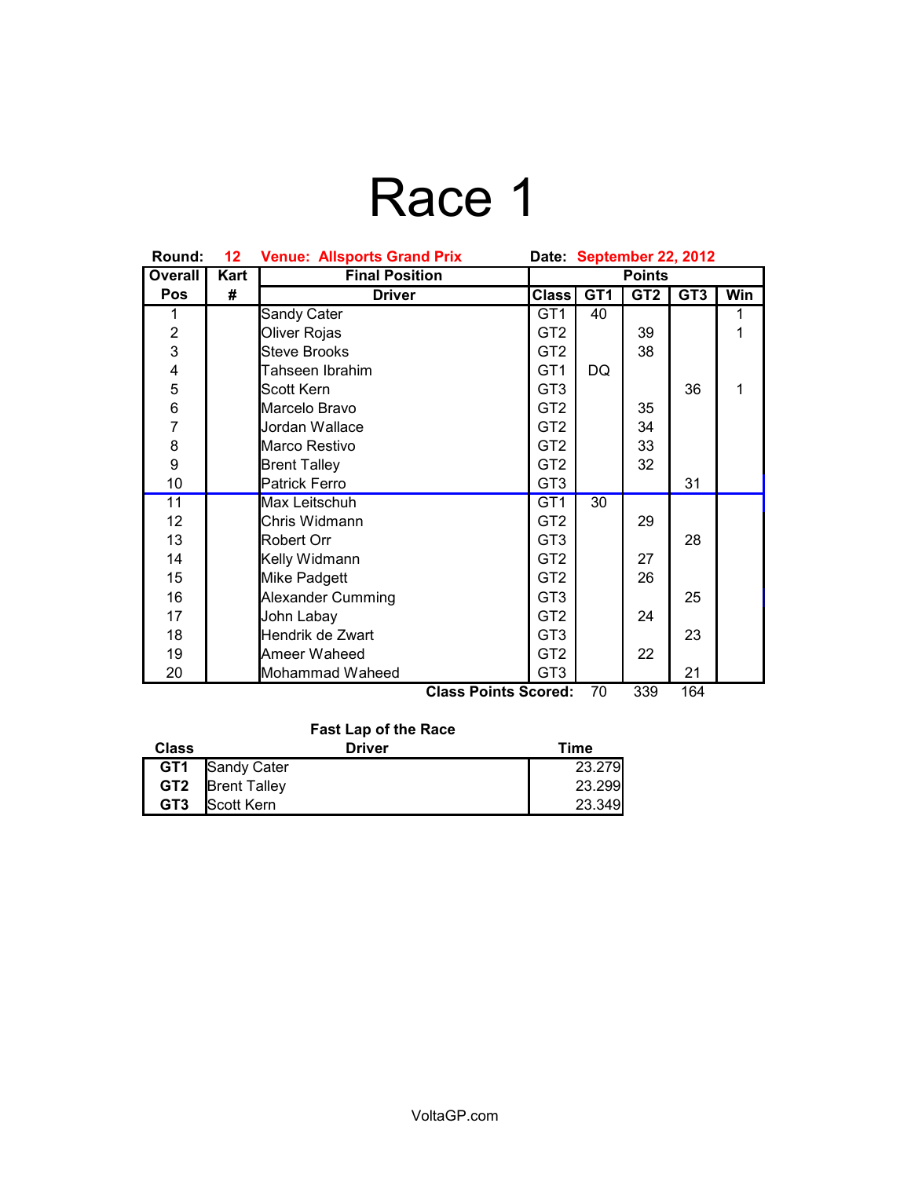# Race 1

**Round:** 12 **Venue: Allsports Grand Prix** **Date:** September 22, 2012

| Overall Pos | Kart # | Final Position Driver | Points Class | GT1 | GT2 | GT3 | Win |
|---|---|---|---|---|---|---|---|
| 1 | | Sandy Cater | GT1 | 40 | | | 1 |
| 2 | | Oliver Rojas | GT2 | | 39 | | 1 |
| 3 | | Steve Brooks | GT2 | | 38 | | |
| 4 | | Tahseen Ibrahim | GT1 | DQ | | | |
| 5 | | Scott Kern | GT3 | | | 36 | 1 |
| 6 | | Marcelo Bravo | GT2 | | 35 | | |
| 7 | | Jordan Wallace | GT2 | | 34 | | |
| 8 | | Marco Restivo | GT2 | | 33 | | |
| 9 | | Brent Talley | GT2 | | 32 | | |
| 10 | | Patrick Ferro | GT3 | | | 31 | |
| 11 | | Max Leitschuh | GT1 | 30 | | | |
| 12 | | Chris Widmann | GT2 | | 29 | | |
| 13 | | Robert Orr | GT3 | | | 28 | |
| 14 | | Kelly Widmann | GT2 | | 27 | | |
| 15 | | Mike Padgett | GT2 | | 26 | | |
| 16 | | Alexander Cumming | GT3 | | | 25 | |
| 17 | | John Labay | GT2 | | 24 | | |
| 18 | | Hendrik de Zwart | GT3 | | | 23 | |
| 19 | | Ameer Waheed | GT2 | | 22 | | |
| 20 | | Mohammad Waheed | GT3 | | | 21 | |
| | | | **Class Points Scored:** | 70 | 339 | 164 | |

**Fast Lap of the Race**

| Class | Driver | Time |
|---|---|---|
| **GT1** | Sandy Cater | 23.279 |
| **GT2** | Brent Talley | 23.299 |
| **GT3** | Scott Kern | 23.349 |

VoltaGP.com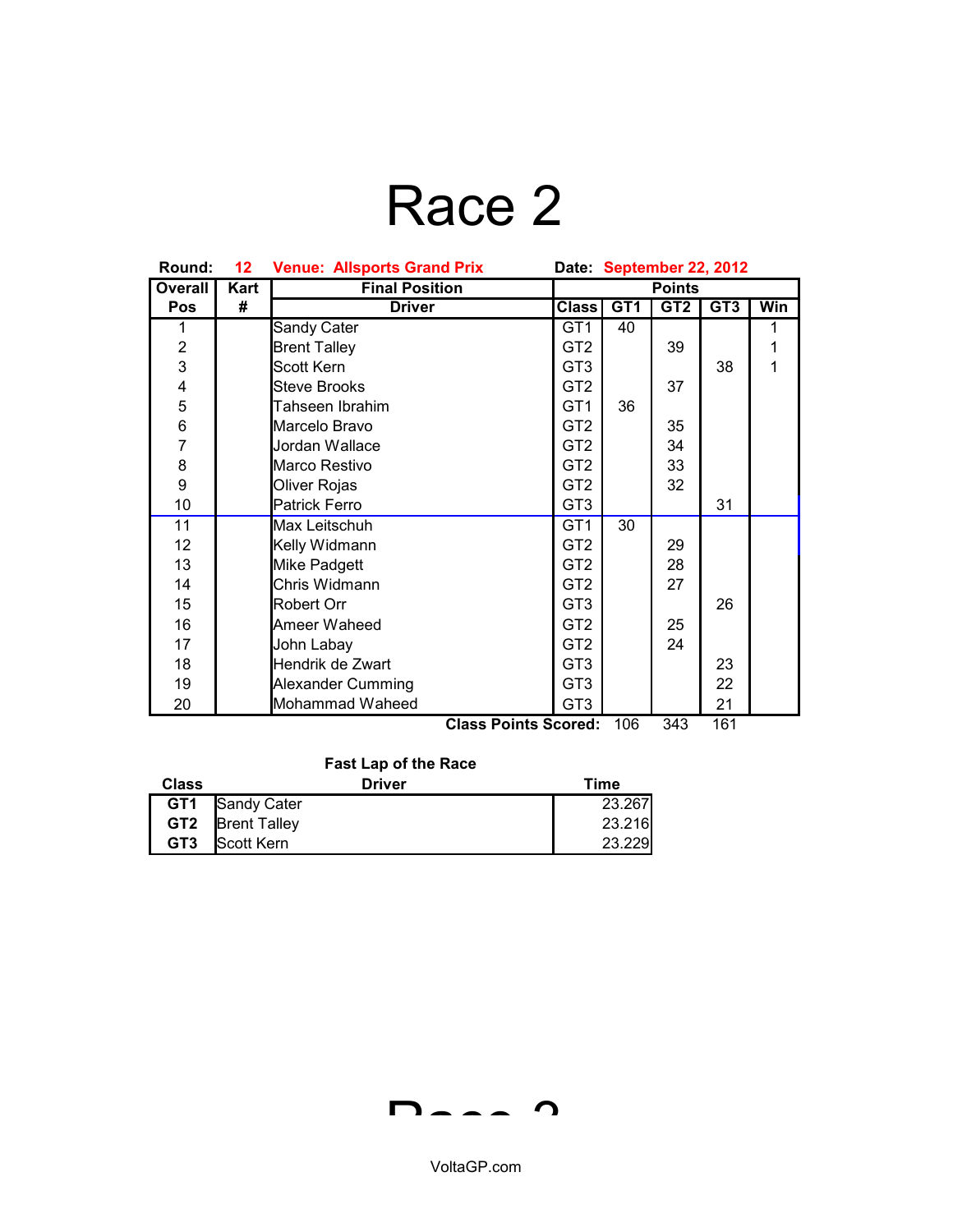# Race 2

**Round:** 12 **Venue: Allsports Grand Prix** **Date: September 22, 2012**

| Overall Pos | Kart # | Final Position Driver | Class | GT1 | GT2 | GT3 | Win |
|---|---|---|---|---|---|---|---|
| 1 | | Sandy Cater | GT1 | 40 | | | 1 |
| 2 | | Brent Talley | GT2 | | 39 | | 1 |
| 3 | | Scott Kern | GT3 | | | 38 | 1 |
| 4 | | Steve Brooks | GT2 | | 37 | | |
| 5 | | Tahseen Ibrahim | GT1 | 36 | | | |
| 6 | | Marcelo Bravo | GT2 | | 35 | | |
| 7 | | Jordan Wallace | GT2 | | 34 | | |
| 8 | | Marco Restivo | GT2 | | 33 | | |
| 9 | | Oliver Rojas | GT2 | | 32 | | |
| 10 | | Patrick Ferro | GT3 | | | 31 | |
| 11 | | Max Leitschuh | GT1 | 30 | | | |
| 12 | | Kelly Widmann | GT2 | | 29 | | |
| 13 | | Mike Padgett | GT2 | | 28 | | |
| 14 | | Chris Widmann | GT2 | | 27 | | |
| 15 | | Robert Orr | GT3 | | | 26 | |
| 16 | | Ameer Waheed | GT2 | | 25 | | |
| 17 | | John Labay | GT2 | | 24 | | |
| 18 | | Hendrik de Zwart | GT3 | | | 23 | |
| 19 | | Alexander Cumming | GT3 | | | 22 | |
| 20 | | Mohammad Waheed | GT3 | | | 21 | |
| | | **Class Points Scored:** | | 106 | 343 | 161 | |

**Fast Lap of the Race**

| Class | Driver | Time |
|---|---|---|
| **GT1** | Sandy Cater | 23.267 |
| **GT2** | Brent Talley | 23.216 |
| **GT3** | Scott Kern | 23.229 |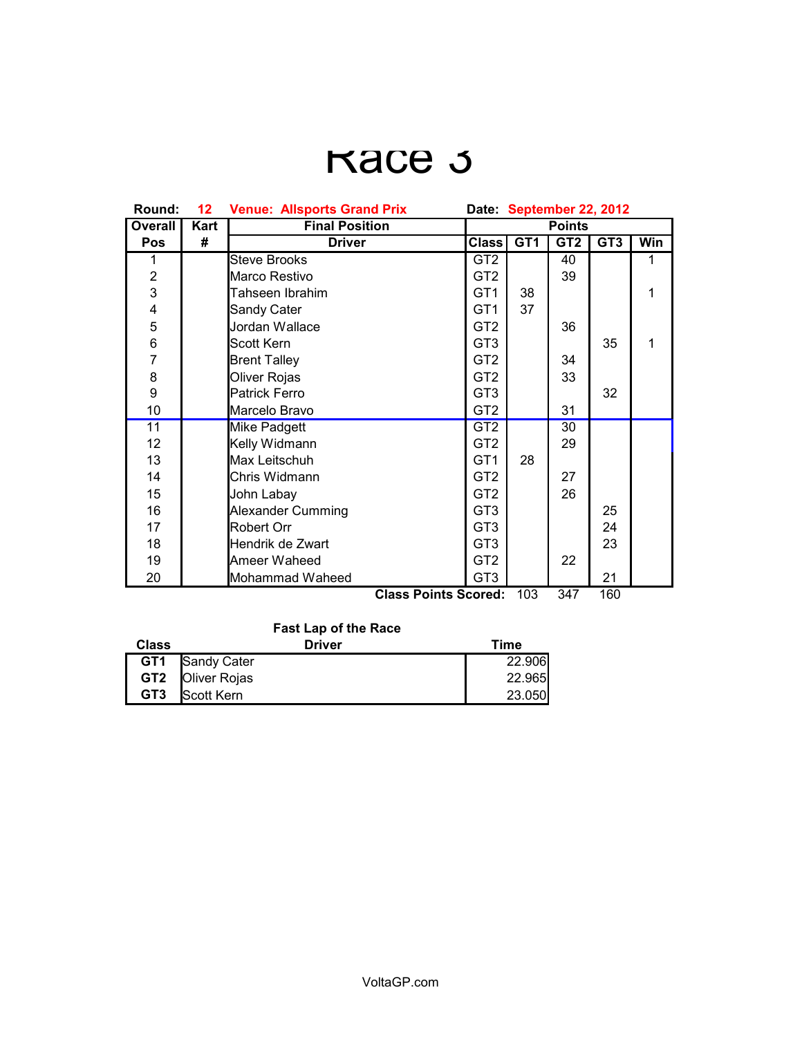# Race 3

**Round:** 12 **Venue: Allsports Grand Prix** **Date: September 22, 2012**

| Overall Pos | Kart # | Final Position Driver | Class | GT1 | GT2 | GT3 | Win |
|---|---|---|---|---|---|---|---|
| 1 | | Steve Brooks | GT2 | | 40 | | 1 |
| 2 | | Marco Restivo | GT2 | | 39 | | |
| 3 | | Tahseen Ibrahim | GT1 | 38 | | | 1 |
| 4 | | Sandy Cater | GT1 | 37 | | | |
| 5 | | Jordan Wallace | GT2 | | 36 | | |
| 6 | | Scott Kern | GT3 | | | 35 | 1 |
| 7 | | Brent Talley | GT2 | | 34 | | |
| 8 | | Oliver Rojas | GT2 | | 33 | | |
| 9 | | Patrick Ferro | GT3 | | | 32 | |
| 10 | | Marcelo Bravo | GT2 | | 31 | | |
| 11 | | Mike Padgett | GT2 | | 30 | | |
| 12 | | Kelly Widmann | GT2 | | 29 | | |
| 13 | | Max Leitschuh | GT1 | 28 | | | |
| 14 | | Chris Widmann | GT2 | | 27 | | |
| 15 | | John Labay | GT2 | | 26 | | |
| 16 | | Alexander Cumming | GT3 | | | 25 | |
| 17 | | Robert Orr | GT3 | | | 24 | |
| 18 | | Hendrik de Zwart | GT3 | | | 23 | |
| 19 | | Ameer Waheed | GT2 | | 22 | | |
| 20 | | Mohammad Waheed | GT3 | | | 21 | |
| | | **Class Points Scored:** | | 103 | 347 | 160 | |

**Fast Lap of the Race**

| Class | Driver | Time |
|---|---|---|
| **GT1** | Sandy Cater | 22.906 |
| **GT2** | Oliver Rojas | 22.965 |
| **GT3** | Scott Kern | 23.050 |

VoltaGP.com